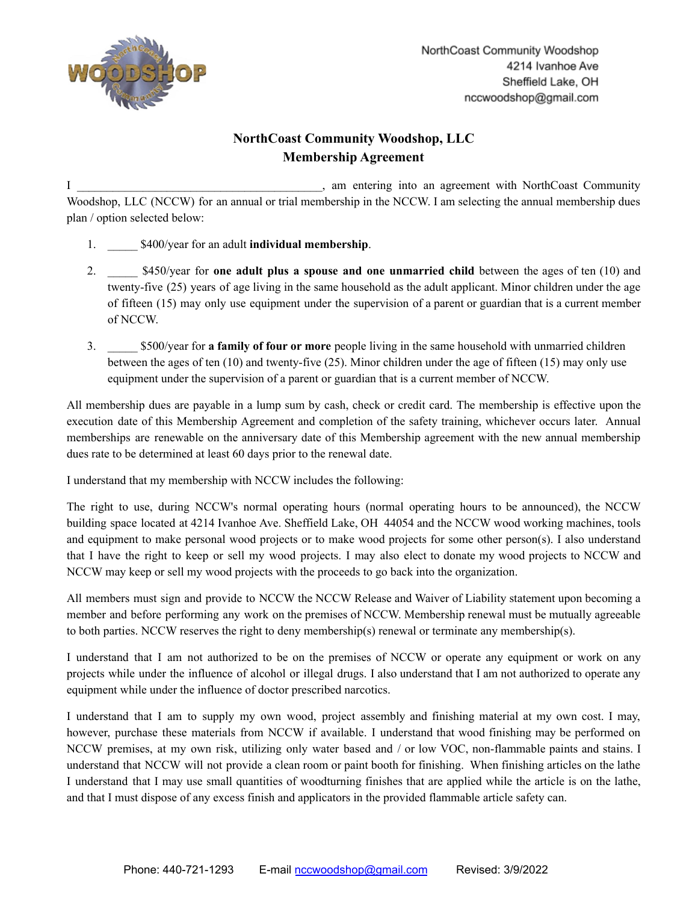NorthCoast Community Woodshop
4214 Ivanhoe Ave
Sheffield Lake, OH
nccwoodshop@gmail.com

# NorthCoast Community Woodshop, LLC
## Membership Agreement

I ________________________________________, am entering into an agreement with NorthCoast Community Woodshop, LLC (NCCW) for an annual or trial membership in the NCCW. I am selecting the annual membership dues plan / option selected below:

1. _____ $400/year for an adult **individual membership**.
2. _____ $450/year for **one adult plus a spouse and one unmarried child** between the ages of ten (10) and twenty-five (25) years of age living in the same household as the adult applicant. Minor children under the age of fifteen (15) may only use equipment under the supervision of a parent or guardian that is a current member of NCCW.
3. _____ $500/year for **a family of four or more** people living in the same household with unmarried children between the ages of ten (10) and twenty-five (25). Minor children under the age of fifteen (15) may only use equipment under the supervision of a parent or guardian that is a current member of NCCW.

All membership dues are payable in a lump sum by cash, check or credit card. The membership is effective upon the execution date of this Membership Agreement and completion of the safety training, whichever occurs later. Annual memberships are renewable on the anniversary date of this Membership agreement with the new annual membership dues rate to be determined at least 60 days prior to the renewal date.

I understand that my membership with NCCW includes the following:

The right to use, during NCCW's normal operating hours (normal operating hours to be announced), the NCCW building space located at 4214 Ivanhoe Ave. Sheffield Lake, OH 44054 and the NCCW wood working machines, tools and equipment to make personal wood projects or to make wood projects for some other person(s). I also understand that I have the right to keep or sell my wood projects. I may also elect to donate my wood projects to NCCW and NCCW may keep or sell my wood projects with the proceeds to go back into the organization.

All members must sign and provide to NCCW the NCCW Release and Waiver of Liability statement upon becoming a member and before performing any work on the premises of NCCW. Membership renewal must be mutually agreeable to both parties. NCCW reserves the right to deny membership(s) renewal or terminate any membership(s).

I understand that I am not authorized to be on the premises of NCCW or operate any equipment or work on any projects while under the influence of alcohol or illegal drugs. I also understand that I am not authorized to operate any equipment while under the influence of doctor prescribed narcotics.

I understand that I am to supply my own wood, project assembly and finishing material at my own cost. I may, however, purchase these materials from NCCW if available. I understand that wood finishing may be performed on NCCW premises, at my own risk, utilizing only water based and / or low VOC, non-flammable paints and stains. I understand that NCCW will not provide a clean room or paint booth for finishing. When finishing articles on the lathe I understand that I may use small quantities of woodturning finishes that are applied while the article is on the lathe, and that I must dispose of any excess finish and applicators in the provided flammable article safety can.

Phone: 440-721-1293 E-mail nccwoodshop@gmail.com Revised: 3/9/2022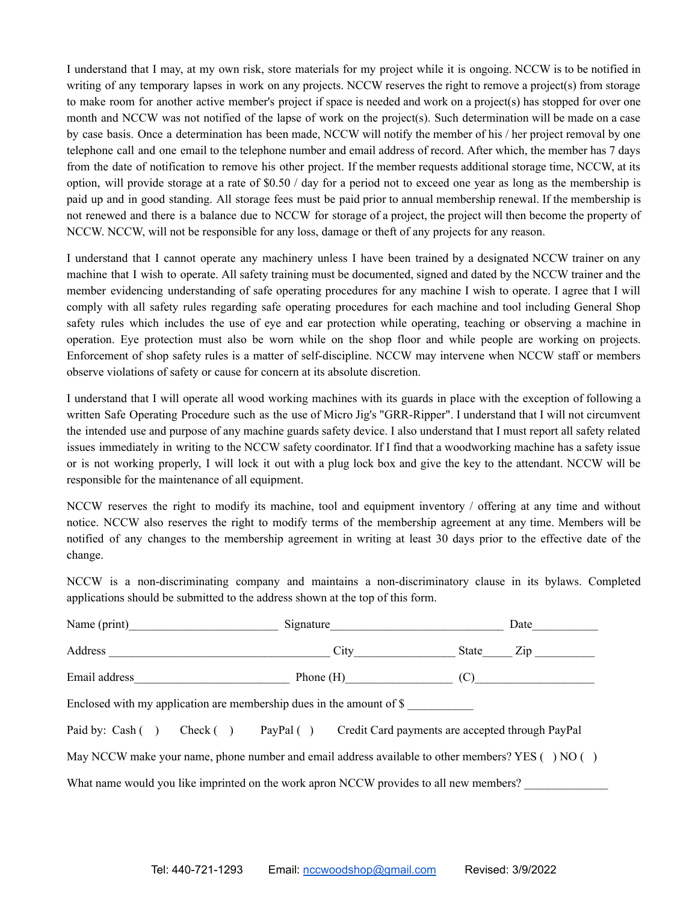I understand that I may, at my own risk, store materials for my project while it is ongoing. NCCW is to be notified in writing of any temporary lapses in work on any projects. NCCW reserves the right to remove a project(s) from storage to make room for another active member's project if space is needed and work on a project(s) has stopped for over one month and NCCW was not notified of the lapse of work on the project(s). Such determination will be made on a case by case basis. Once a determination has been made, NCCW will notify the member of his / her project removal by one telephone call and one email to the telephone number and email address of record. After which, the member has 7 days from the date of notification to remove his other project. If the member requests additional storage time, NCCW, at its option, will provide storage at a rate of $0.50 / day for a period not to exceed one year as long as the membership is paid up and in good standing. All storage fees must be paid prior to annual membership renewal. If the membership is not renewed and there is a balance due to NCCW for storage of a project, the project will then become the property of NCCW. NCCW, will not be responsible for any loss, damage or theft of any projects for any reason.

I understand that I cannot operate any machinery unless I have been trained by a designated NCCW trainer on any machine that I wish to operate. All safety training must be documented, signed and dated by the NCCW trainer and the member evidencing understanding of safe operating procedures for any machine I wish to operate. I agree that I will comply with all safety rules regarding safe operating procedures for each machine and tool including General Shop safety rules which includes the use of eye and ear protection while operating, teaching or observing a machine in operation. Eye protection must also be worn while on the shop floor and while people are working on projects. Enforcement of shop safety rules is a matter of self-discipline. NCCW may intervene when NCCW staff or members observe violations of safety or cause for concern at its absolute discretion.

I understand that I will operate all wood working machines with its guards in place with the exception of following a written Safe Operating Procedure such as the use of Micro Jig's "GRR-Ripper". I understand that I will not circumvent the intended use and purpose of any machine guards safety device. I also understand that I must report all safety related issues immediately in writing to the NCCW safety coordinator. If I find that a woodworking machine has a safety issue or is not working properly, I will lock it out with a plug lock box and give the key to the attendant. NCCW will be responsible for the maintenance of all equipment.

NCCW reserves the right to modify its machine, tool and equipment inventory / offering at any time and without notice. NCCW also reserves the right to modify terms of the membership agreement at any time. Members will be notified of any changes to the membership agreement in writing at least 30 days prior to the effective date of the change.

NCCW is a non-discriminating company and maintains a non-discriminatory clause in its bylaws. Completed applications should be submitted to the address shown at the top of this form.

Name (print)________________________ Signature____________________________ Date___________

Address ____________________________________ City________________ State_____ Zip __________

Email address_________________________ Phone (H)_________________ (C)___________________

Enclosed with my application are membership dues in the amount of $ ___________

Paid by: Cash ( ) Check ( ) PayPal ( ) Credit Card payments are accepted through PayPal

May NCCW make your name, phone number and email address available to other members? YES ( ) NO ( )

What name would you like imprinted on the work apron NCCW provides to all new members? ______________

Tel: 440-721-1293 Email: nccwoodshop@gmail.com Revised: 3/9/2022